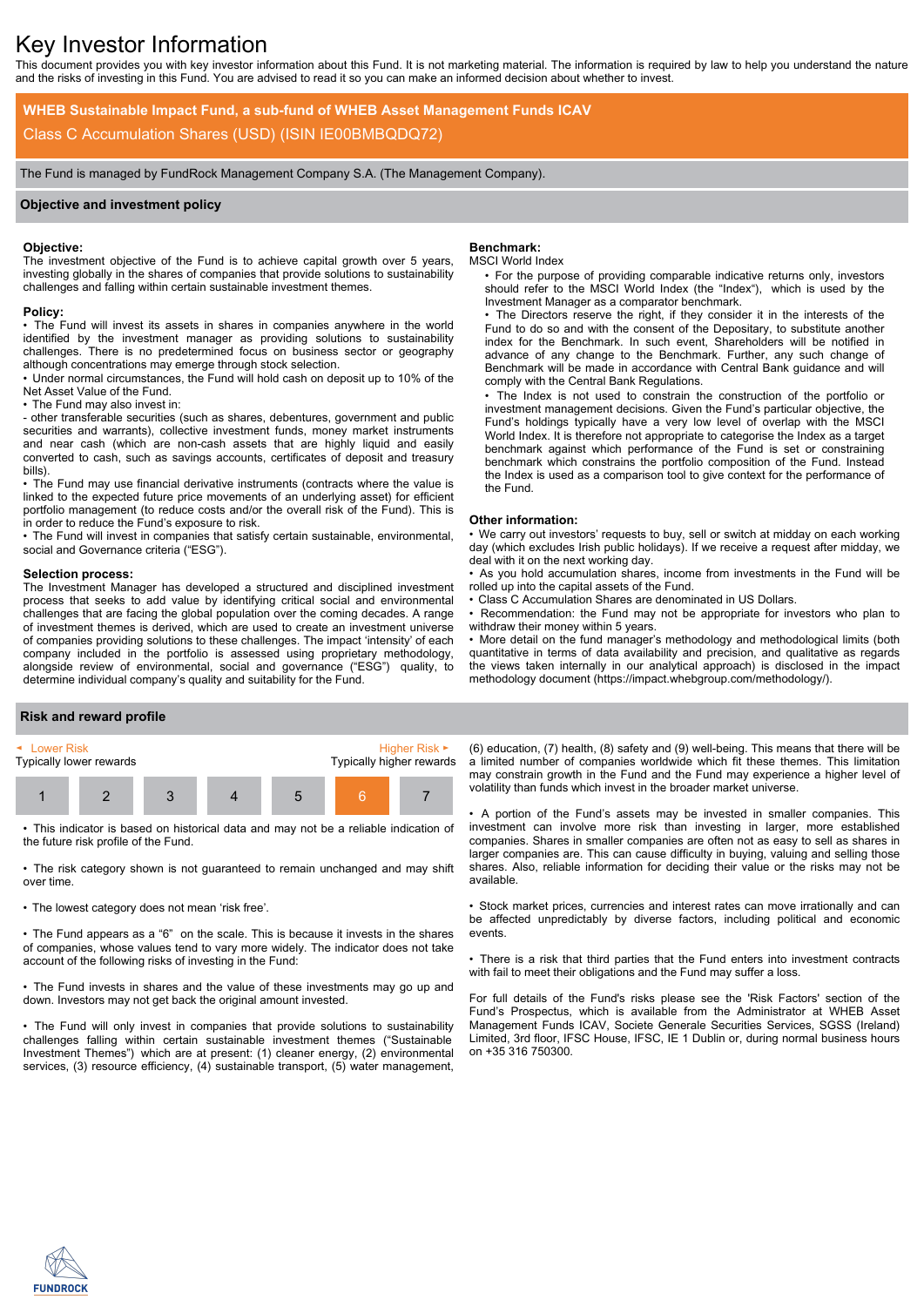# Key Investor Information

This document provides you with key investor information about this Fund. It is not marketing material. The information is required by law to help you understand the nature and the risks of investing in this Fund. You are advised to read it so you can make an informed decision about whether to invest.

## WHEB Sustainable Impact Fund, a sub-fund of WHEB Asset Management Funds ICAV

Class C Accumulation Shares (USD) (ISIN IE00BMBQDQ72)

The Fund is managed by FundRock Management Company S.A. (The Management Company).

## Objective and investment policy

**Objective:**
The investment objective of the Fund is to achieve capital growth over 5 years, investing globally in the shares of companies that provide solutions to sustainability challenges and falling within certain sustainable investment themes.

**Policy:**
- The Fund will invest its assets in shares in companies anywhere in the world identified by the investment manager as providing solutions to sustainability challenges. There is no predetermined focus on business sector or geography although concentrations may emerge through stock selection.
- Under normal circumstances, the Fund will hold cash on deposit up to 10% of the Net Asset Value of the Fund.
- The Fund may also invest in:
  - other transferable securities (such as shares, debentures, government and public securities and warrants), collective investment funds, money market instruments and near cash (which are non-cash assets that are highly liquid and easily converted to cash, such as savings accounts, certificates of deposit and treasury bills).
- The Fund may use financial derivative instruments (contracts where the value is linked to the expected future price movements of an underlying asset) for efficient portfolio management (to reduce costs and/or the overall risk of the Fund). This is in order to reduce the Fund's exposure to risk.
- The Fund will invest in companies that satisfy certain sustainable, environmental, social and Governance criteria ("ESG").

**Selection process:**
The Investment Manager has developed a structured and disciplined investment process that seeks to add value by identifying critical social and environmental challenges that are facing the global population over the coming decades. A range of investment themes is derived, which are used to create an investment universe of companies providing solutions to these challenges. The impact 'intensity' of each company included in the portfolio is assessed using proprietary methodology, alongside review of environmental, social and governance ("ESG") quality, to determine individual company's quality and suitability for the Fund.

**Benchmark:**
MSCI World Index
- For the purpose of providing comparable indicative returns only, investors should refer to the MSCI World Index (the "Index"), which is used by the Investment Manager as a comparator benchmark.
- The Directors reserve the right, if they consider it in the interests of the Fund to do so and with the consent of the Depositary, to substitute another index for the Benchmark. In such event, Shareholders will be notified in advance of any change to the Benchmark. Further, any such change of Benchmark will be made in accordance with Central Bank guidance and will comply with the Central Bank Regulations.
- The Index is not used to constrain the construction of the portfolio or investment management decisions. Given the Fund's particular objective, the Fund's holdings typically have a very low level of overlap with the MSCI World Index. It is therefore not appropriate to categorise the Index as a target benchmark against which performance of the Fund is set or constraining benchmark which constrains the portfolio composition of the Fund. Instead the Index is used as a comparison tool to give context for the performance of the Fund.

**Other information:**
- We carry out investors' requests to buy, sell or switch at midday on each working day (which excludes Irish public holidays). If we receive a request after midday, we deal with it on the next working day.
- As you hold accumulation shares, income from investments in the Fund will be rolled up into the capital assets of the Fund.
- Class C Accumulation Shares are denominated in US Dollars.
- Recommendation: the Fund may not be appropriate for investors who plan to withdraw their money within 5 years.
- More detail on the fund manager's methodology and methodological limits (both quantitative in terms of data availability and precision, and qualitative as regards the views taken internally in our analytical approach) is disclosed in the impact methodology document (https://impact.whebgroup.com/methodology/).

## Risk and reward profile

| Lower Risk<br>Typically lower rewards | | | | | | Higher Risk<br>Typically higher rewards |
|---|---|---|---|---|---|---|
| 1 | 2 | 3 | 4 | 5 | **6** | 7 |

- This indicator is based on historical data and may not be a reliable indication of the future risk profile of the Fund.
- The risk category shown is not guaranteed to remain unchanged and may shift over time.
- The lowest category does not mean 'risk free'.
- The Fund appears as a "6" on the scale. This is because it invests in the shares of companies, whose values tend to vary more widely. The indicator does not take account of the following risks of investing in the Fund:
- The Fund invests in shares and the value of these investments may go up and down. Investors may not get back the original amount invested.
- The Fund will only invest in companies that provide solutions to sustainability challenges falling within certain sustainable investment themes ("Sustainable Investment Themes") which are at present: (1) cleaner energy, (2) environmental services, (3) resource efficiency, (4) sustainable transport, (5) water management, (6) education, (7) health, (8) safety and (9) well-being. This means that there will be a limited number of companies worldwide which fit these themes. This limitation may constrain growth in the Fund and the Fund may experience a higher level of volatility than funds which invest in the broader market universe.
- A portion of the Fund's assets may be invested in smaller companies. This investment can involve more risk than investing in larger, more established companies. Shares in smaller companies are often not as easy to sell as shares in larger companies are. This can cause difficulty in buying, valuing and selling those shares. Also, reliable information for deciding their value or the risks may not be available.
- Stock market prices, currencies and interest rates can move irrationally and can be affected unpredictably by diverse factors, including political and economic events.
- There is a risk that third parties that the Fund enters into investment contracts with fail to meet their obligations and the Fund may suffer a loss.

For full details of the Fund's risks please see the 'Risk Factors' section of the Fund's Prospectus, which is available from the Administrator at WHEB Asset Management Funds ICAV, Societe Generale Securities Services, SGSS (Ireland) Limited, 3rd floor, IFSC House, IFSC, IE 1 Dublin or, during normal business hours on +35 316 750300.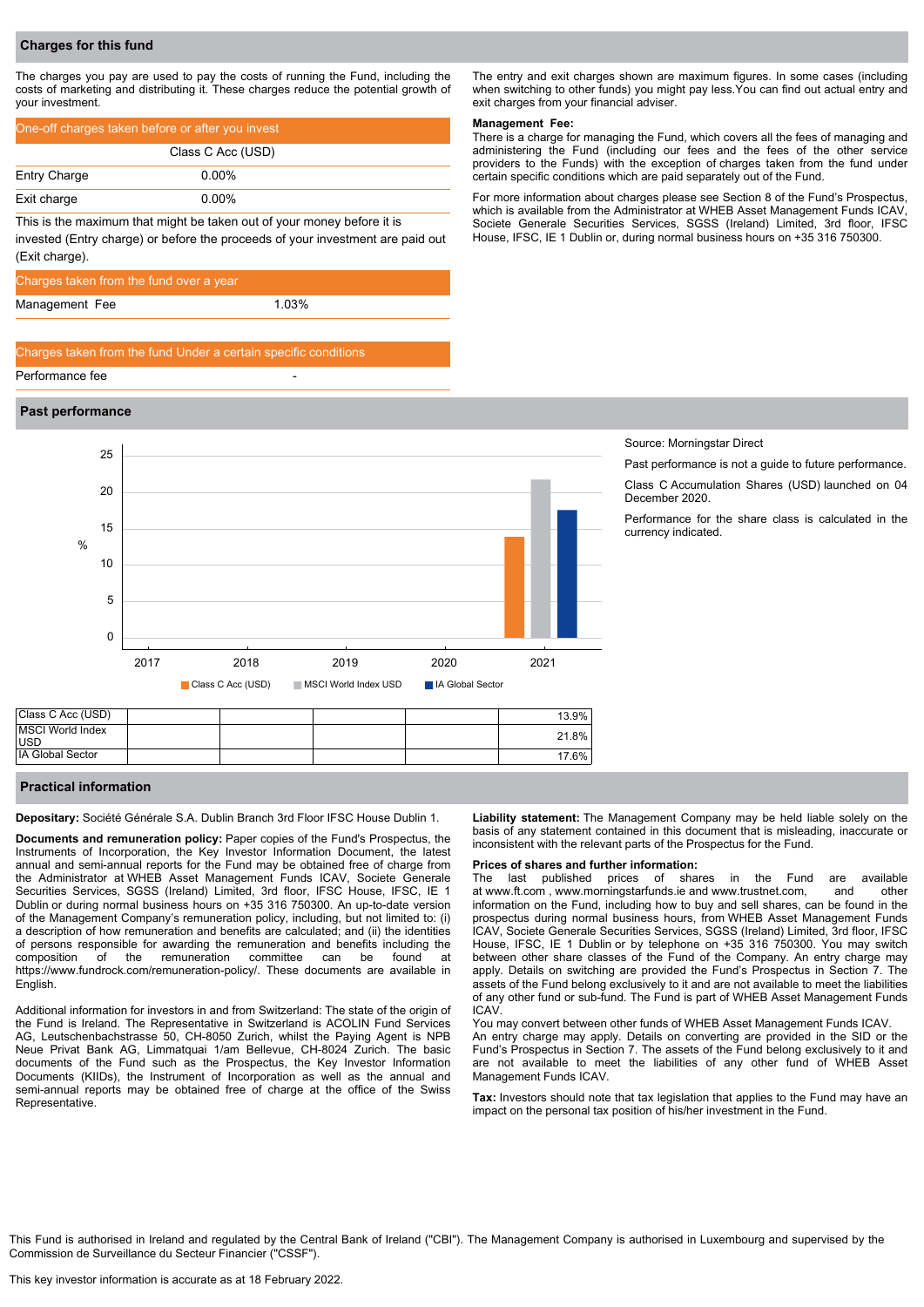## Charges for this fund

The charges you pay are used to pay the costs of running the Fund, including the costs of marketing and distributing it. These charges reduce the potential growth of your investment.

| One-off charges taken before or after you invest | |
|---|---|
| | Class C Acc (USD) |
| Entry Charge | 0.00% |
| Exit charge | 0.00% |

This is the maximum that might be taken out of your money before it is invested (Entry charge) or before the proceeds of your investment are paid out (Exit charge).

| Charges taken from the fund over a year | |
|---|---|
| Management Fee | 1.03% |

| Charges taken from the fund Under a certain specific conditions | |
|---|---|
| Performance fee | - |

The entry and exit charges shown are maximum figures. In some cases (including when switching to other funds) you might pay less.You can find out actual entry and exit charges from your financial adviser.

**Management Fee:**
There is a charge for managing the Fund, which covers all the fees of managing and administering the Fund (including our fees and the fees of the other service providers to the Funds) with the exception of charges taken from the fund under certain specific conditions which are paid separately out of the Fund.

For more information about charges please see Section 8 of the Fund's Prospectus, which is available from the Administrator at WHEB Asset Management Funds ICAV, Societe Generale Securities Services, SGSS (Ireland) Limited, 3rd floor, IFSC House, IFSC, IE 1 Dublin or, during normal business hours on +35 316 750300.

## Past performance

%
25
20
15
10
5
0
2017
2018
2019
2020
2021
Class C Acc (USD)
MSCI World Index USD
IA Global Sector

| | 2017 | 2018 | 2019 | 2020 | 2021 |
|---|---|---|---|---|---|
| Class C Acc (USD) | | | | | 13.9% |
| MSCI World Index USD | | | | | 21.8% |
| IA Global Sector | | | | | 17.6% |

Source: Morningstar Direct

Past performance is not a guide to future performance.

Class C Accumulation Shares (USD) launched on 04 December 2020.

Performance for the share class is calculated in the currency indicated.

## Practical information

**Depositary:** Société Générale S.A. Dublin Branch 3rd Floor IFSC House Dublin 1.

**Documents and remuneration policy:** Paper copies of the Fund's Prospectus, the Instruments of Incorporation, the Key Investor Information Document, the latest annual and semi-annual reports for the Fund may be obtained free of charge from the Administrator at WHEB Asset Management Funds ICAV, Societe Generale Securities Services, SGSS (Ireland) Limited, 3rd floor, IFSC House, IFSC, IE 1 Dublin or during normal business hours on +35 316 750300. An up-to-date version of the Management Company's remuneration policy, including, but not limited to: (i) a description of how remuneration and benefits are calculated; and (ii) the identities of persons responsible for awarding the remuneration and benefits including the composition of the remuneration committee can be found at https://www.fundrock.com/remuneration-policy/. These documents are available in English.

Additional information for investors in and from Switzerland: The state of the origin of the Fund is Ireland. The Representative in Switzerland is ACOLIN Fund Services AG, Leutschenbachstrasse 50, CH-8050 Zurich, whilst the Paying Agent is NPB Neue Privat Bank AG, Limmatquai 1/am Bellevue, CH-8024 Zurich. The basic documents of the Fund such as the Prospectus, the Key Investor Information Documents (KIIDs), the Instrument of Incorporation as well as the annual and semi-annual reports may be obtained free of charge at the office of the Swiss Representative.

**Liability statement:** The Management Company may be held liable solely on the basis of any statement contained in this document that is misleading, inaccurate or inconsistent with the relevant parts of the Prospectus for the Fund.

**Prices of shares and further information:**
The last published prices of shares in the Fund are available at www.ft.com , www.morningstarfunds.ie and www.trustnet.com, and other information on the Fund, including how to buy and sell shares, can be found in the prospectus during normal business hours, from WHEB Asset Management Funds ICAV, Societe Generale Securities Services, SGSS (Ireland) Limited, 3rd floor, IFSC House, IFSC, IE 1 Dublin or by telephone on +35 316 750300. You may switch between other share classes of the Fund of the Company. An entry charge may apply. Details on switching are provided the Fund's Prospectus in Section 7. The assets of the Fund belong exclusively to it and are not available to meet the liabilities of any other fund or sub-fund. The Fund is part of WHEB Asset Management Funds ICAV.
You may convert between other funds of WHEB Asset Management Funds ICAV. An entry charge may apply. Details on converting are provided in the SID or the Fund's Prospectus in Section 7. The assets of the Fund belong exclusively to it and are not available to meet the liabilities of any other fund of WHEB Asset Management Funds ICAV.

**Tax:** Investors should note that tax legislation that applies to the Fund may have an impact on the personal tax position of his/her investment in the Fund.

This Fund is authorised in Ireland and regulated by the Central Bank of Ireland ("CBI"). The Management Company is authorised in Luxembourg and supervised by the Commission de Surveillance du Secteur Financier ("CSSF").

This key investor information is accurate as at 18 February 2022.